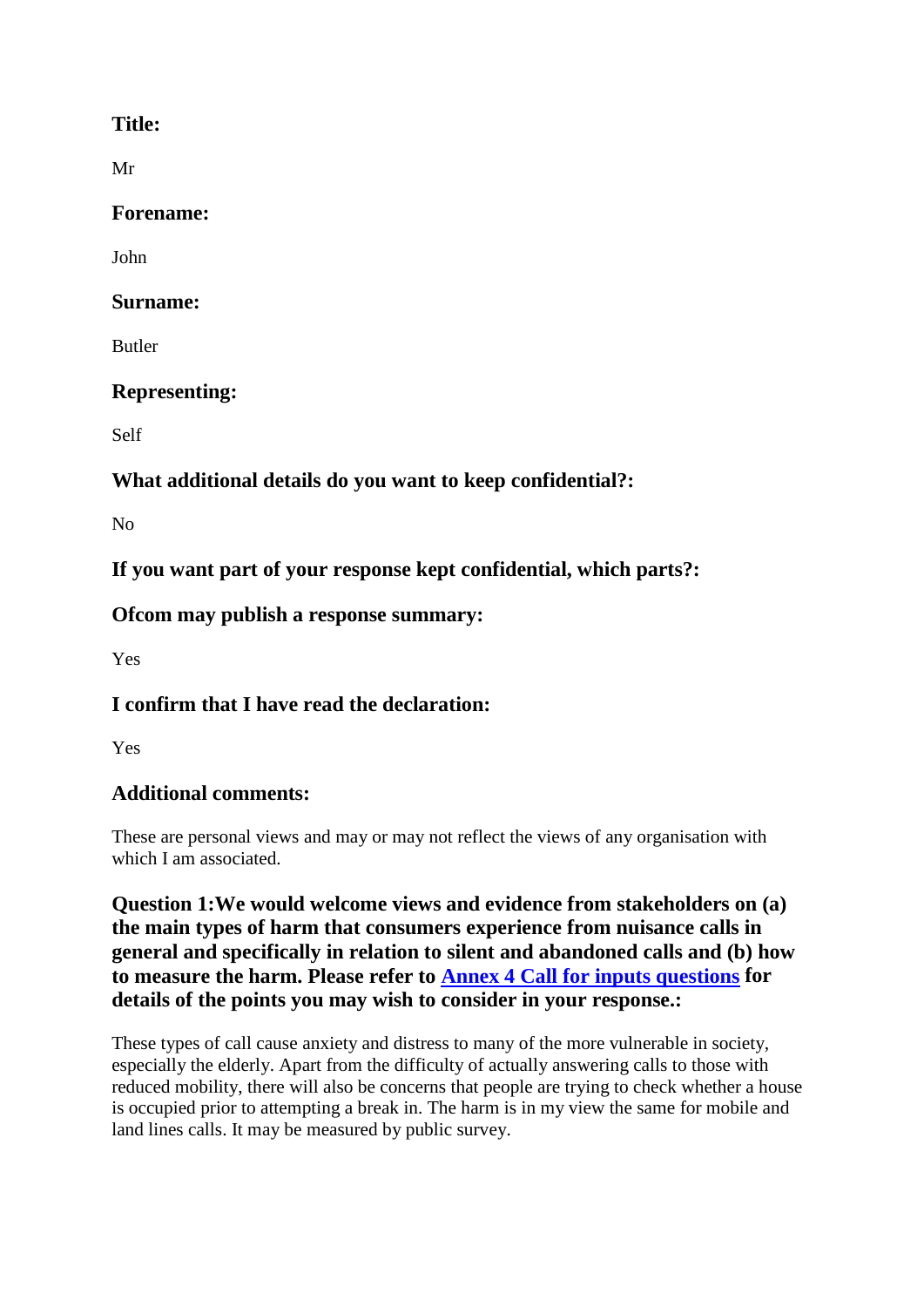**Title:**

Mr

**Forename:**

John

**Surname:**

Butler

**Representing:**

Self

**What additional details do you want to keep confidential?:**

No

**If you want part of your response kept confidential, which parts?:**

**Ofcom may publish a response summary:**

Yes

**I confirm that I have read the declaration:**

Yes

**Additional comments:**

These are personal views and may or may not reflect the views of any organisation with which I am associated.

**Question 1:We would welcome views and evidence from stakeholders on (a) the main types of harm that consumers experience from nuisance calls in general and specifically in relation to silent and abandoned calls and (b) how to measure the harm. Please refer to Annex 4 Call for inputs questions for details of the points you may wish to consider in your response.:**

These types of call cause anxiety and distress to many of the more vulnerable in society, especially the elderly. Apart from the difficulty of actually answering calls to those with reduced mobility, there will also be concerns that people are trying to check whether a house is occupied prior to attempting a break in. The harm is in my view the same for mobile and land lines calls. It may be measured by public survey.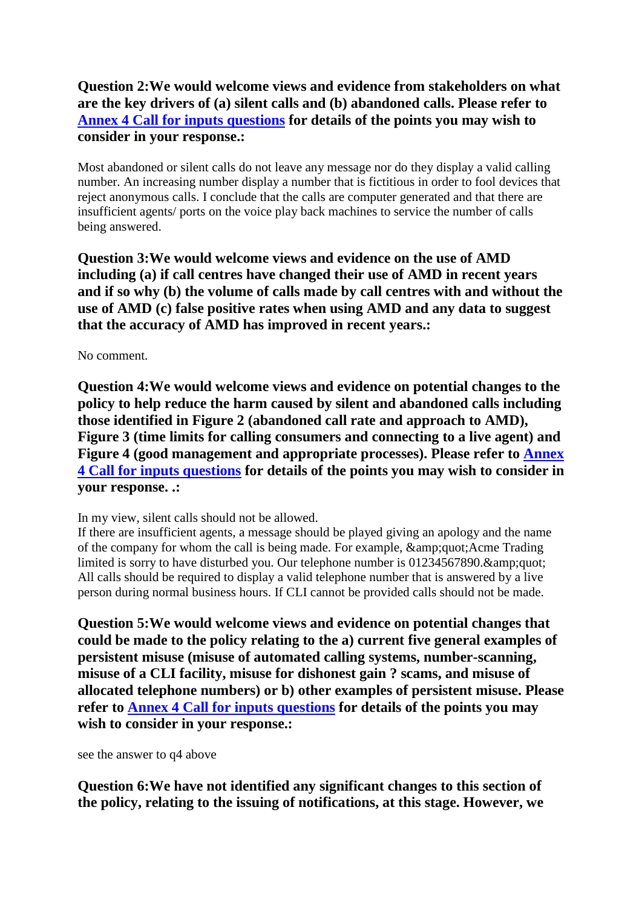**Question 2:We would welcome views and evidence from stakeholders on what are the key drivers of (a) silent calls and (b) abandoned calls. Please refer to [Annex 4 Call for inputs questions](#) for details of the points you may wish to consider in your response.:**

Most abandoned or silent calls do not leave any message nor do they display a valid calling number. An increasing number display a number that is fictitious in order to fool devices that reject anonymous calls. I conclude that the calls are computer generated and that there are insufficient agents/ ports on the voice play back machines to service the number of calls being answered.

**Question 3:We would welcome views and evidence on the use of AMD including (a) if call centres have changed their use of AMD in recent years and if so why (b) the volume of calls made by call centres with and without the use of AMD (c) false positive rates when using AMD and any data to suggest that the accuracy of AMD has improved in recent years.:**

No comment.

**Question 4:We would welcome views and evidence on potential changes to the policy to help reduce the harm caused by silent and abandoned calls including those identified in Figure 2 (abandoned call rate and approach to AMD), Figure 3 (time limits for calling consumers and connecting to a live agent) and Figure 4 (good management and appropriate processes). Please refer to [Annex 4 Call for inputs questions](#) for details of the points you may wish to consider in your response. .:**

In my view, silent calls should not be allowed.
If there are insufficient agents, a message should be played giving an apology and the name of the company for whom the call is being made. For example, &amp;quot;Acme Trading limited is sorry to have disturbed you. Our telephone number is 01234567890.&amp;quot;
All calls should be required to display a valid telephone number that is answered by a live person during normal business hours. If CLI cannot be provided calls should not be made.

**Question 5:We would welcome views and evidence on potential changes that could be made to the policy relating to the a) current five general examples of persistent misuse (misuse of automated calling systems, number-scanning, misuse of a CLI facility, misuse for dishonest gain ? scams, and misuse of allocated telephone numbers) or b) other examples of persistent misuse. Please refer to [Annex 4 Call for inputs questions](#) for details of the points you may wish to consider in your response.:**

see the answer to q4 above

**Question 6:We have not identified any significant changes to this section of the policy, relating to the issuing of notifications, at this stage. However, we**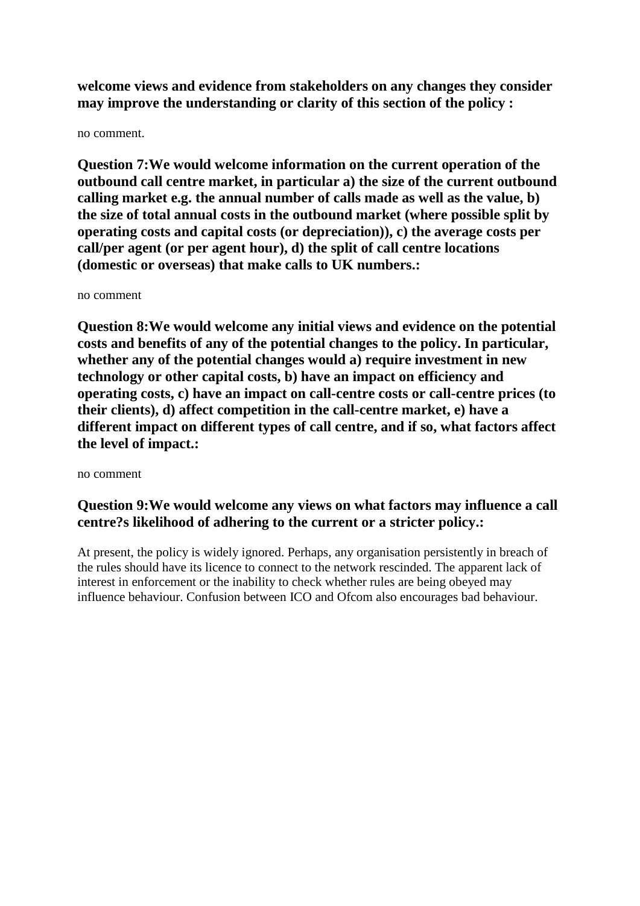**welcome views and evidence from stakeholders on any changes they consider may improve the understanding or clarity of this section of the policy :**

no comment.

**Question 7:We would welcome information on the current operation of the outbound call centre market, in particular a) the size of the current outbound calling market e.g. the annual number of calls made as well as the value, b) the size of total annual costs in the outbound market (where possible split by operating costs and capital costs (or depreciation)), c) the average costs per call/per agent (or per agent hour), d) the split of call centre locations (domestic or overseas) that make calls to UK numbers.:**

no comment

**Question 8:We would welcome any initial views and evidence on the potential costs and benefits of any of the potential changes to the policy. In particular, whether any of the potential changes would a) require investment in new technology or other capital costs, b) have an impact on efficiency and operating costs, c) have an impact on call-centre costs or call-centre prices (to their clients), d) affect competition in the call-centre market, e) have a different impact on different types of call centre, and if so, what factors affect the level of impact.:**

no comment

**Question 9:We would welcome any views on what factors may influence a call centre?s likelihood of adhering to the current or a stricter policy.:**

At present, the policy is widely ignored. Perhaps, any organisation persistently in breach of the rules should have its licence to connect to the network rescinded. The apparent lack of interest in enforcement or the inability to check whether rules are being obeyed may influence behaviour. Confusion between ICO and Ofcom also encourages bad behaviour.